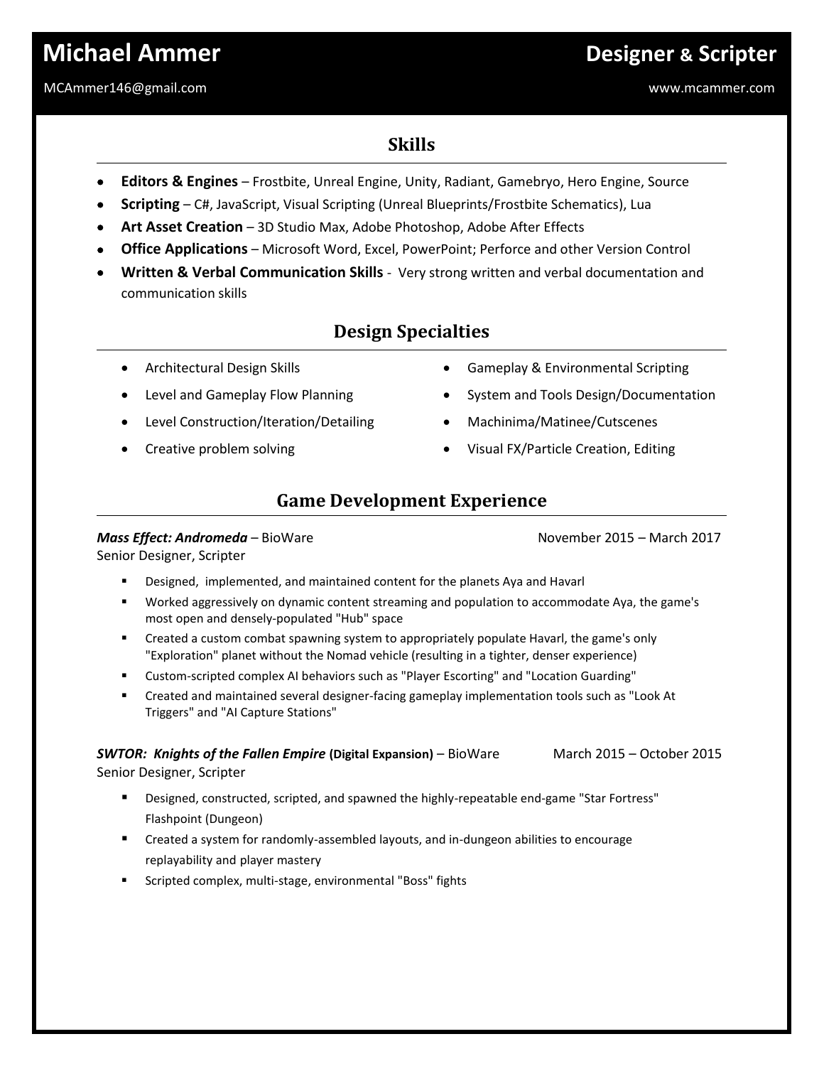# Michael Ammer

## Designer & Scripter

MCAmmer146@gmail.com

www.mcammer.com

## Skills

- **Editors & Engines** – Frostbite, Unreal Engine, Unity, Radiant, Gamebryo, Hero Engine, Source
- **Scripting** – C#, JavaScript, Visual Scripting (Unreal Blueprints/Frostbite Schematics), Lua
- **Art Asset Creation** – 3D Studio Max, Adobe Photoshop, Adobe After Effects
- **Office Applications** – Microsoft Word, Excel, PowerPoint; Perforce and other Version Control
- **Written & Verbal Communication Skills** - Very strong written and verbal documentation and communication skills

## Design Specialties

- Architectural Design Skills
- Level and Gameplay Flow Planning
- Level Construction/Iteration/Detailing
- Creative problem solving
- Gameplay & Environmental Scripting
- System and Tools Design/Documentation
- Machinima/Matinee/Cutscenes
- Visual FX/Particle Creation, Editing

## Game Development Experience

***Mass Effect: Andromeda*** – BioWare November 2015 – March 2017
Senior Designer, Scripter

- Designed, implemented, and maintained content for the planets Aya and Havarl
- Worked aggressively on dynamic content streaming and population to accommodate Aya, the game's most open and densely-populated "Hub" space
- Created a custom combat spawning system to appropriately populate Havarl, the game's only "Exploration" planet without the Nomad vehicle (resulting in a tighter, denser experience)
- Custom-scripted complex AI behaviors such as "Player Escorting" and "Location Guarding"
- Created and maintained several designer-facing gameplay implementation tools such as "Look At Triggers" and "AI Capture Stations"

***SWTOR: Knights of the Fallen Empire* (Digital Expansion)** – BioWare March 2015 – October 2015
Senior Designer, Scripter

- Designed, constructed, scripted, and spawned the highly-repeatable end-game "Star Fortress" Flashpoint (Dungeon)
- Created a system for randomly-assembled layouts, and in-dungeon abilities to encourage replayability and player mastery
- Scripted complex, multi-stage, environmental "Boss" fights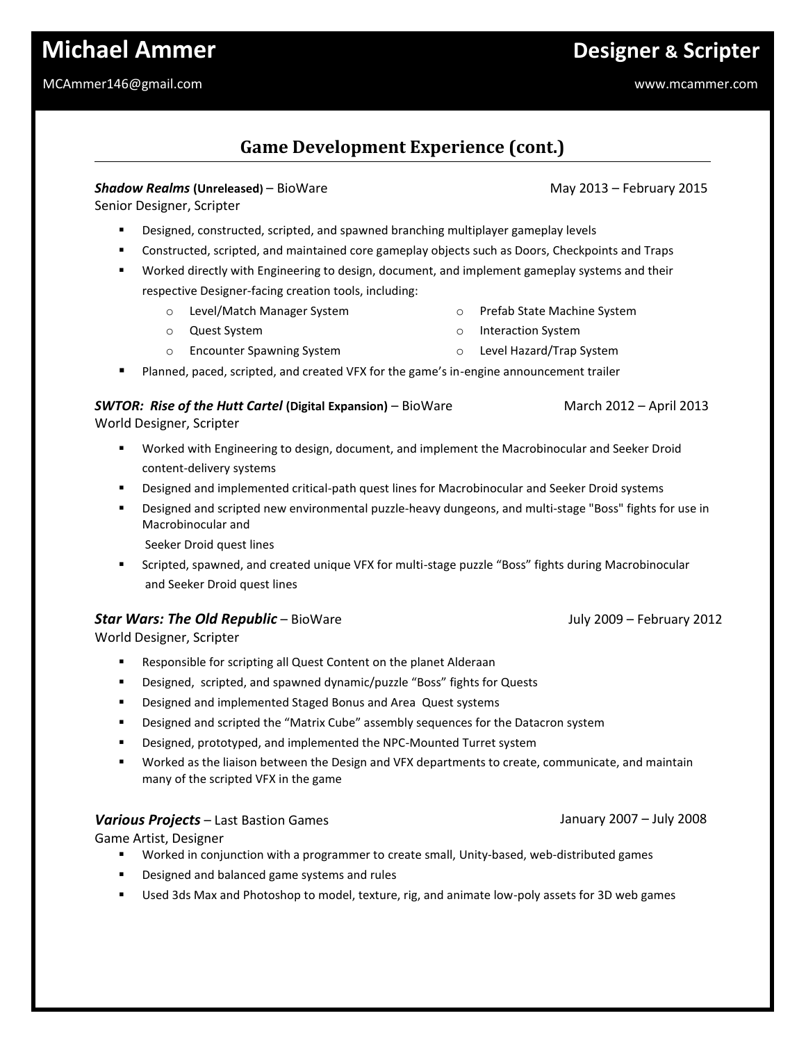# Michael Ammer

**Designer & Scripter**

MCAmmer146@gmail.com

www.mcammer.com

## Game Development Experience (cont.)

***Shadow Realms* (Unreleased)** – BioWare — May 2013 – February 2015
Senior Designer, Scripter

- Designed, constructed, scripted, and spawned branching multiplayer gameplay levels
- Constructed, scripted, and maintained core gameplay objects such as Doors, Checkpoints and Traps
- Worked directly with Engineering to design, document, and implement gameplay systems and their respective Designer-facing creation tools, including:
  - Level/Match Manager System
  - Quest System
  - Encounter Spawning System
  - Prefab State Machine System
  - Interaction System
  - Level Hazard/Trap System
- Planned, paced, scripted, and created VFX for the game's in-engine announcement trailer

***SWTOR: Rise of the Hutt Cartel* (Digital Expansion)** – BioWare — March 2012 – April 2013
World Designer, Scripter

- Worked with Engineering to design, document, and implement the Macrobinocular and Seeker Droid content-delivery systems
- Designed and implemented critical-path quest lines for Macrobinocular and Seeker Droid systems
- Designed and scripted new environmental puzzle-heavy dungeons, and multi-stage "Boss" fights for use in Macrobinocular and Seeker Droid quest lines
- Scripted, spawned, and created unique VFX for multi-stage puzzle "Boss" fights during Macrobinocular and Seeker Droid quest lines

***Star Wars: The Old Republic*** – BioWare — July 2009 – February 2012
World Designer, Scripter

- Responsible for scripting all Quest Content on the planet Alderaan
- Designed, scripted, and spawned dynamic/puzzle "Boss" fights for Quests
- Designed and implemented Staged Bonus and Area Quest systems
- Designed and scripted the "Matrix Cube" assembly sequences for the Datacron system
- Designed, prototyped, and implemented the NPC-Mounted Turret system
- Worked as the liaison between the Design and VFX departments to create, communicate, and maintain many of the scripted VFX in the game

***Various Projects*** – Last Bastion Games — January 2007 – July 2008
Game Artist, Designer

- Worked in conjunction with a programmer to create small, Unity-based, web-distributed games
- Designed and balanced game systems and rules
- Used 3ds Max and Photoshop to model, texture, rig, and animate low-poly assets for 3D web games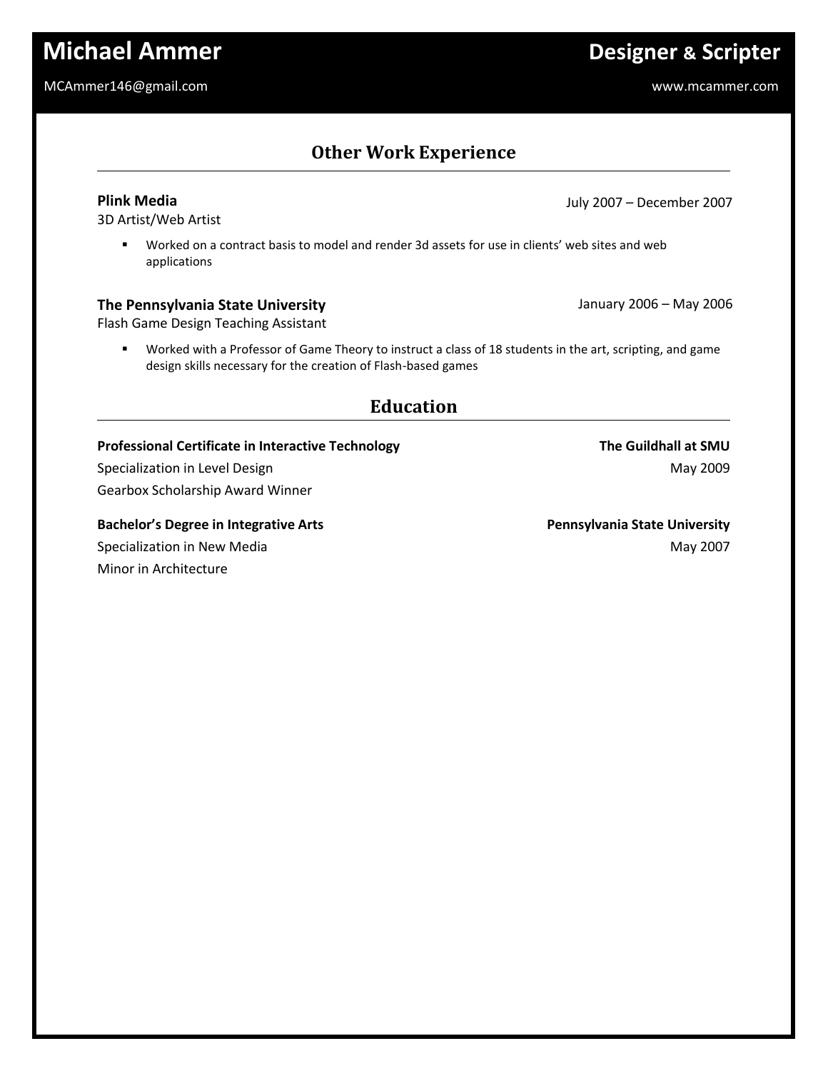# Michael Ammer

**Designer & Scripter**

MCAmmer146@gmail.com

www.mcammer.com

## Other Work Experience

**Plink Media** — July 2007 – December 2007

3D Artist/Web Artist

- Worked on a contract basis to model and render 3d assets for use in clients' web sites and web applications

**The Pennsylvania State University** — January 2006 – May 2006

Flash Game Design Teaching Assistant

- Worked with a Professor of Game Theory to instruct a class of 18 students in the art, scripting, and game design skills necessary for the creation of Flash-based games

## Education

**Professional Certificate in Interactive Technology** — **The Guildhall at SMU**

Specialization in Level Design — May 2009

Gearbox Scholarship Award Winner

**Bachelor's Degree in Integrative Arts** — **Pennsylvania State University**

Specialization in New Media — May 2007

Minor in Architecture